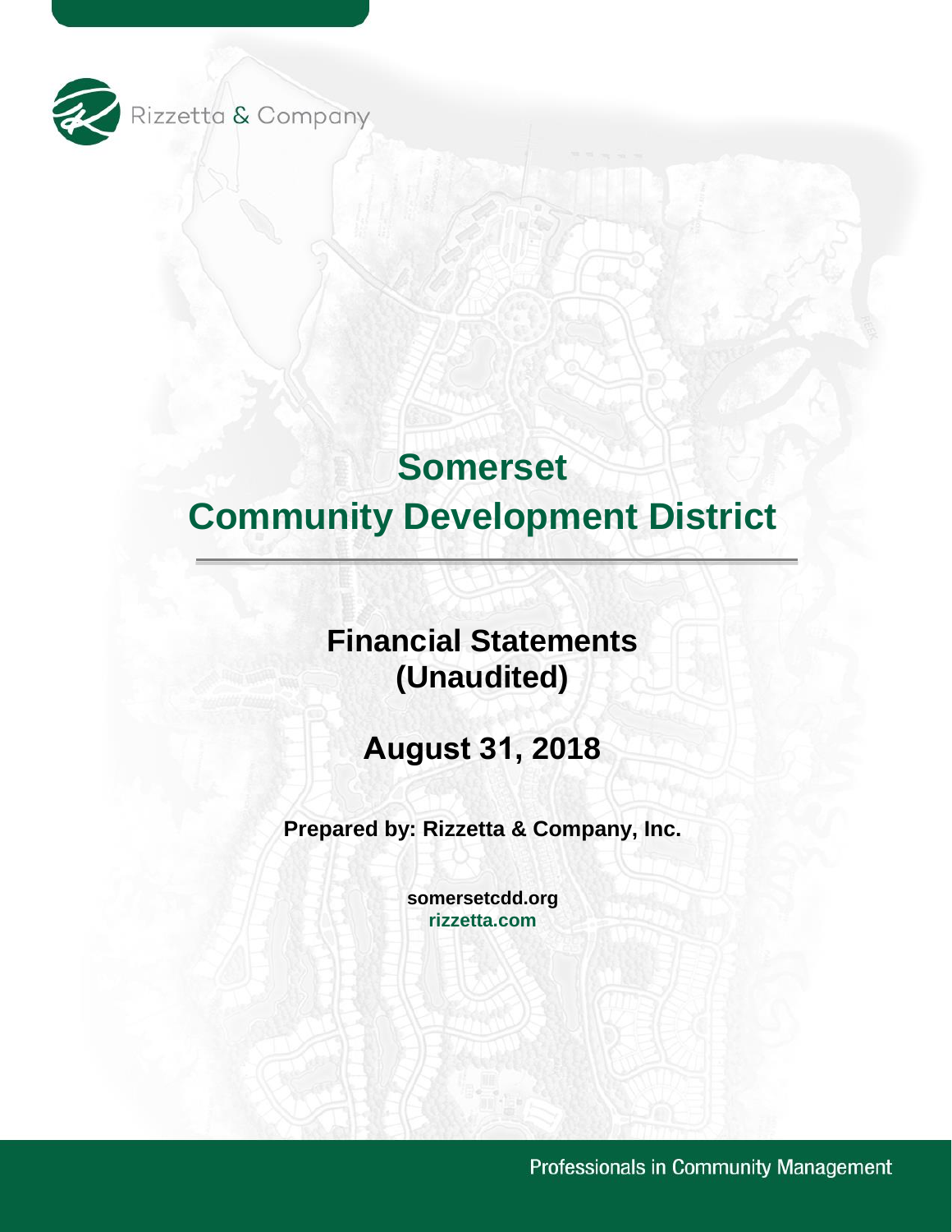Rizzetta & Company

# Somerset Community Development District

## Financial Statements (Unaudited)

## August 31, 2018

**Prepared by: Rizzetta & Company, Inc.**

**somersetcdd.org**
**rizzetta.com**

Professionals in Community Management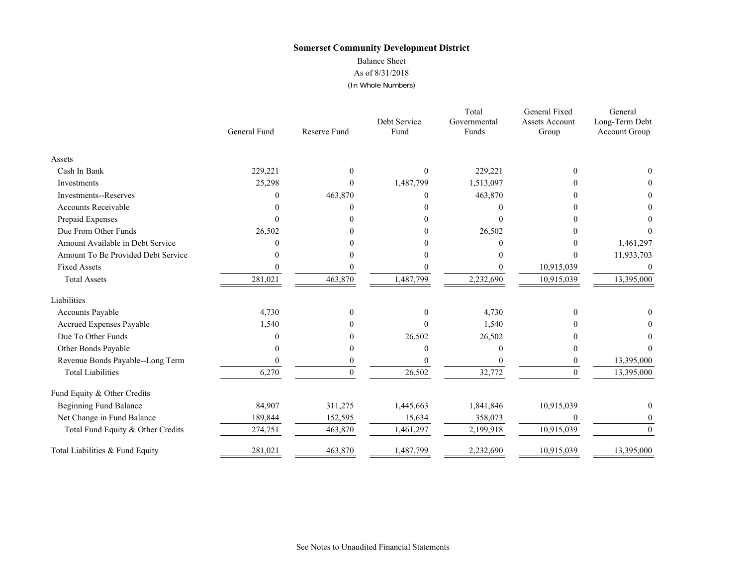**Somerset Community Development District**

Balance Sheet

As of 8/31/2018

(In Whole Numbers)

| | General Fund | Reserve Fund | Debt Service Fund | Total Governmental Funds | General Fixed Assets Account Group | General Long-Term Debt Account Group |
|---|---|---|---|---|---|---|
| **Assets** | | | | | | |
| Cash In Bank | 229,221 | 0 | 0 | 229,221 | 0 | 0 |
| Investments | 25,298 | 0 | 1,487,799 | 1,513,097 | 0 | 0 |
| Investments--Reserves | 0 | 463,870 | 0 | 463,870 | 0 | 0 |
| Accounts Receivable | 0 | 0 | 0 | 0 | 0 | 0 |
| Prepaid Expenses | 0 | 0 | 0 | 0 | 0 | 0 |
| Due From Other Funds | 26,502 | 0 | 0 | 26,502 | 0 | 0 |
| Amount Available in Debt Service | 0 | 0 | 0 | 0 | 0 | 1,461,297 |
| Amount To Be Provided Debt Service | 0 | 0 | 0 | 0 | 0 | 11,933,703 |
| Fixed Assets | 0 | 0 | 0 | 0 | 10,915,039 | 0 |
| Total Assets | 281,021 | 463,870 | 1,487,799 | 2,232,690 | 10,915,039 | 13,395,000 |
| **Liabilities** | | | | | | |
| Accounts Payable | 4,730 | 0 | 0 | 4,730 | 0 | 0 |
| Accrued Expenses Payable | 1,540 | 0 | 0 | 1,540 | 0 | 0 |
| Due To Other Funds | 0 | 0 | 26,502 | 26,502 | 0 | 0 |
| Other Bonds Payable | 0 | 0 | 0 | 0 | 0 | 0 |
| Revenue Bonds Payable--Long Term | 0 | 0 | 0 | 0 | 0 | 13,395,000 |
| Total Liabilities | 6,270 | 0 | 26,502 | 32,772 | 0 | 13,395,000 |
| **Fund Equity & Other Credits** | | | | | | |
| Beginning Fund Balance | 84,907 | 311,275 | 1,445,663 | 1,841,846 | 10,915,039 | 0 |
| Net Change in Fund Balance | 189,844 | 152,595 | 15,634 | 358,073 | 0 | 0 |
| Total Fund Equity & Other Credits | 274,751 | 463,870 | 1,461,297 | 2,199,918 | 10,915,039 | 0 |
| **Total Liabilities & Fund Equity** | 281,021 | 463,870 | 1,487,799 | 2,232,690 | 10,915,039 | 13,395,000 |

See Notes to Unaudited Financial Statements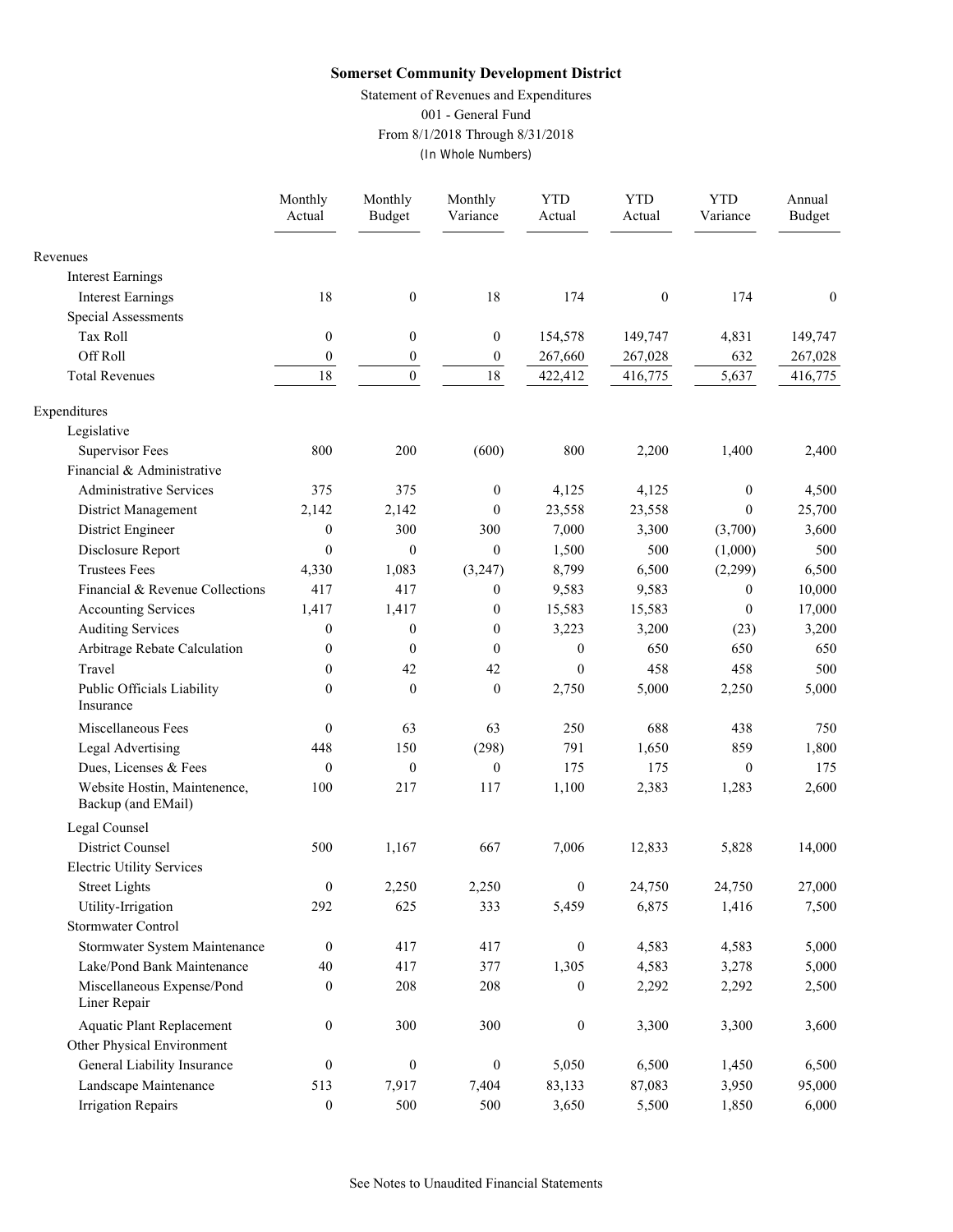**Somerset Community Development District**

Statement of Revenues and Expenditures

001 - General Fund

From 8/1/2018 Through 8/31/2018

(In Whole Numbers)

| | Monthly Actual | Monthly Budget | Monthly Variance | YTD Actual | YTD Actual | YTD Variance | Annual Budget |
|---|---|---|---|---|---|---|---|
| Revenues | | | | | | | |
| Interest Earnings | | | | | | | |
| Interest Earnings | 18 | 0 | 18 | 174 | 0 | 174 | 0 |
| Special Assessments | | | | | | | |
| Tax Roll | 0 | 0 | 0 | 154,578 | 149,747 | 4,831 | 149,747 |
| Off Roll | 0 | 0 | 0 | 267,660 | 267,028 | 632 | 267,028 |
| Total Revenues | 18 | 0 | 18 | 422,412 | 416,775 | 5,637 | 416,775 |
| Expenditures | | | | | | | |
| Legislative | | | | | | | |
| Supervisor Fees | 800 | 200 | (600) | 800 | 2,200 | 1,400 | 2,400 |
| Financial & Administrative | | | | | | | |
| Administrative Services | 375 | 375 | 0 | 4,125 | 4,125 | 0 | 4,500 |
| District Management | 2,142 | 2,142 | 0 | 23,558 | 23,558 | 0 | 25,700 |
| District Engineer | 0 | 300 | 300 | 7,000 | 3,300 | (3,700) | 3,600 |
| Disclosure Report | 0 | 0 | 0 | 1,500 | 500 | (1,000) | 500 |
| Trustees Fees | 4,330 | 1,083 | (3,247) | 8,799 | 6,500 | (2,299) | 6,500 |
| Financial & Revenue Collections | 417 | 417 | 0 | 9,583 | 9,583 | 0 | 10,000 |
| Accounting Services | 1,417 | 1,417 | 0 | 15,583 | 15,583 | 0 | 17,000 |
| Auditing Services | 0 | 0 | 0 | 3,223 | 3,200 | (23) | 3,200 |
| Arbitrage Rebate Calculation | 0 | 0 | 0 | 0 | 650 | 650 | 650 |
| Travel | 0 | 42 | 42 | 0 | 458 | 458 | 500 |
| Public Officials Liability Insurance | 0 | 0 | 0 | 2,750 | 5,000 | 2,250 | 5,000 |
| Miscellaneous Fees | 0 | 63 | 63 | 250 | 688 | 438 | 750 |
| Legal Advertising | 448 | 150 | (298) | 791 | 1,650 | 859 | 1,800 |
| Dues, Licenses & Fees | 0 | 0 | 0 | 175 | 175 | 0 | 175 |
| Website Hostin, Maintenence, Backup (and EMail) | 100 | 217 | 117 | 1,100 | 2,383 | 1,283 | 2,600 |
| Legal Counsel | | | | | | | |
| District Counsel | 500 | 1,167 | 667 | 7,006 | 12,833 | 5,828 | 14,000 |
| Electric Utility Services | | | | | | | |
| Street Lights | 0 | 2,250 | 2,250 | 0 | 24,750 | 24,750 | 27,000 |
| Utility-Irrigation | 292 | 625 | 333 | 5,459 | 6,875 | 1,416 | 7,500 |
| Stormwater Control | | | | | | | |
| Stormwater System Maintenance | 0 | 417 | 417 | 0 | 4,583 | 4,583 | 5,000 |
| Lake/Pond Bank Maintenance | 40 | 417 | 377 | 1,305 | 4,583 | 3,278 | 5,000 |
| Miscellaneous Expense/Pond Liner Repair | 0 | 208 | 208 | 0 | 2,292 | 2,292 | 2,500 |
| Aquatic Plant Replacement | 0 | 300 | 300 | 0 | 3,300 | 3,300 | 3,600 |
| Other Physical Environment | | | | | | | |
| General Liability Insurance | 0 | 0 | 0 | 5,050 | 6,500 | 1,450 | 6,500 |
| Landscape Maintenance | 513 | 7,917 | 7,404 | 83,133 | 87,083 | 3,950 | 95,000 |
| Irrigation Repairs | 0 | 500 | 500 | 3,650 | 5,500 | 1,850 | 6,000 |

See Notes to Unaudited Financial Statements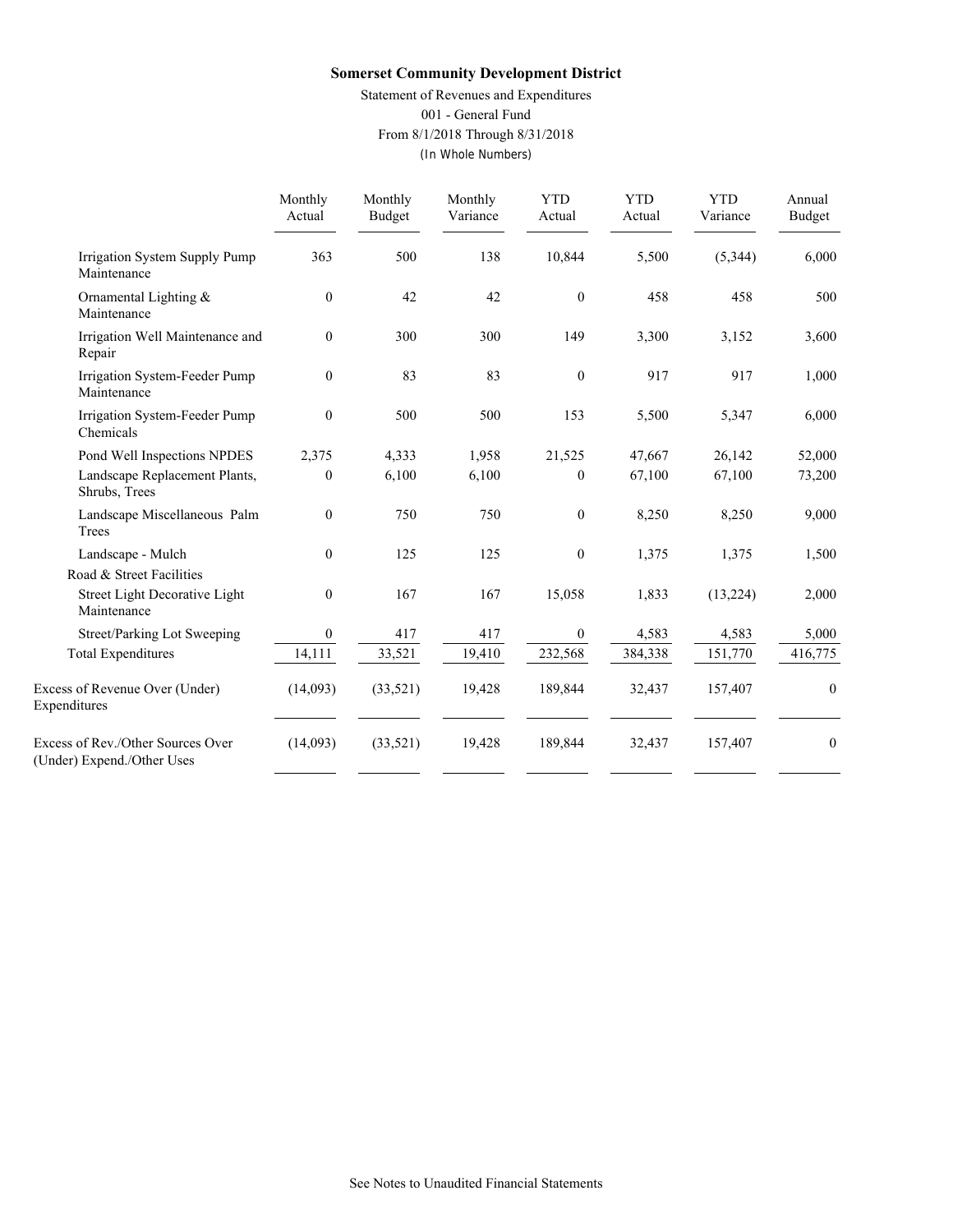**Somerset Community Development District**

Statement of Revenues and Expenditures
001 - General Fund
From 8/1/2018 Through 8/31/2018
(In Whole Numbers)

| | Monthly Actual | Monthly Budget | Monthly Variance | YTD Actual | YTD Actual | YTD Variance | Annual Budget |
|---|---|---|---|---|---|---|---|
| Irrigation System Supply Pump Maintenance | 363 | 500 | 138 | 10,844 | 5,500 | (5,344) | 6,000 |
| Ornamental Lighting & Maintenance | 0 | 42 | 42 | 0 | 458 | 458 | 500 |
| Irrigation Well Maintenance and Repair | 0 | 300 | 300 | 149 | 3,300 | 3,152 | 3,600 |
| Irrigation System-Feeder Pump Maintenance | 0 | 83 | 83 | 0 | 917 | 917 | 1,000 |
| Irrigation System-Feeder Pump Chemicals | 0 | 500 | 500 | 153 | 5,500 | 5,347 | 6,000 |
| Pond Well Inspections NPDES | 2,375 | 4,333 | 1,958 | 21,525 | 47,667 | 26,142 | 52,000 |
| Landscape Replacement Plants, Shrubs, Trees | 0 | 6,100 | 6,100 | 0 | 67,100 | 67,100 | 73,200 |
| Landscape Miscellaneous Palm Trees | 0 | 750 | 750 | 0 | 8,250 | 8,250 | 9,000 |
| Landscape - Mulch | 0 | 125 | 125 | 0 | 1,375 | 1,375 | 1,500 |
| Road & Street Facilities | | | | | | | |
| Street Light Decorative Light Maintenance | 0 | 167 | 167 | 15,058 | 1,833 | (13,224) | 2,000 |
| Street/Parking Lot Sweeping | 0 | 417 | 417 | 0 | 4,583 | 4,583 | 5,000 |
| Total Expenditures | 14,111 | 33,521 | 19,410 | 232,568 | 384,338 | 151,770 | 416,775 |
| Excess of Revenue Over (Under) Expenditures | (14,093) | (33,521) | 19,428 | 189,844 | 32,437 | 157,407 | 0 |
| Excess of Rev./Other Sources Over (Under) Expend./Other Uses | (14,093) | (33,521) | 19,428 | 189,844 | 32,437 | 157,407 | 0 |

See Notes to Unaudited Financial Statements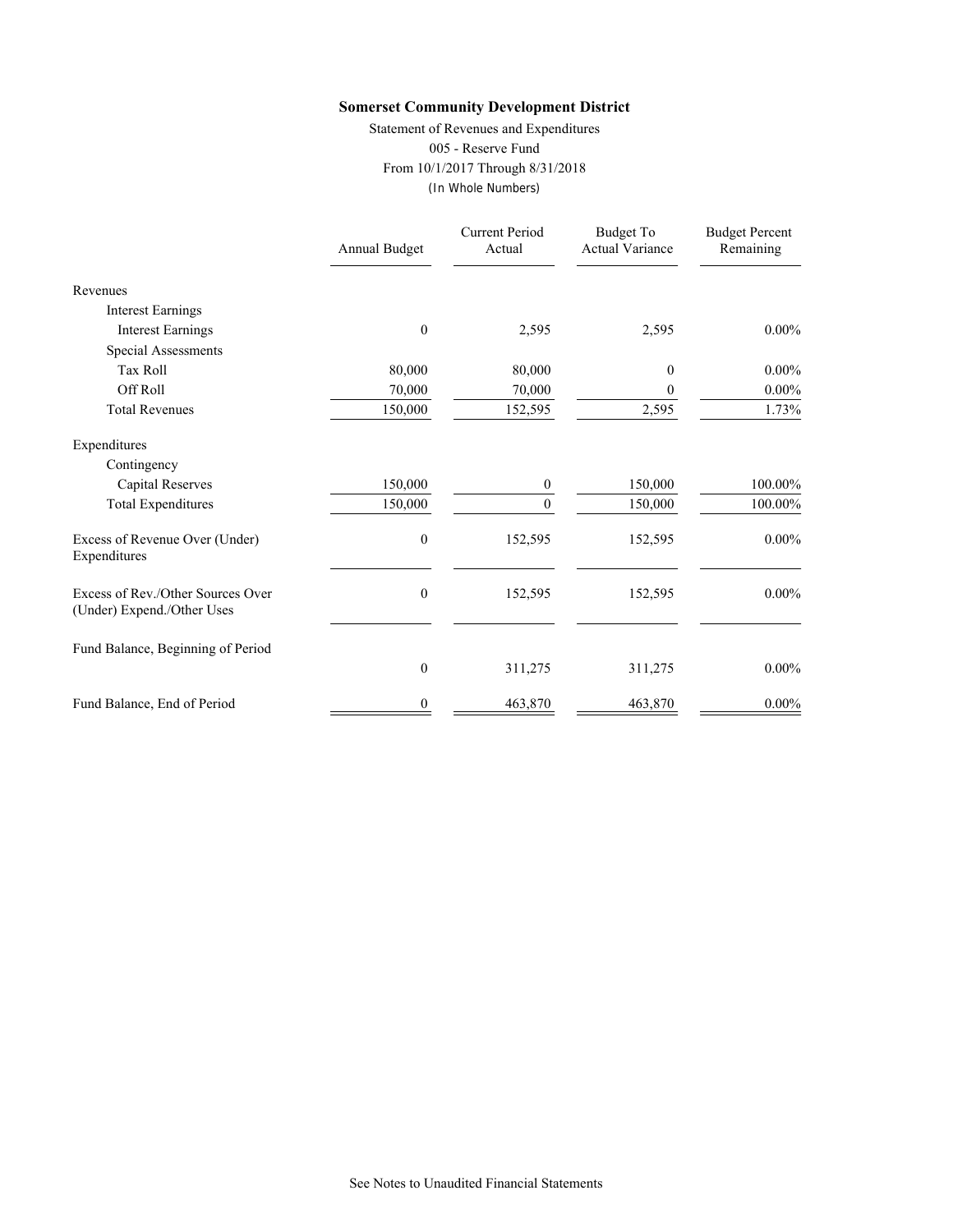**Somerset Community Development District**

Statement of Revenues and Expenditures

005 - Reserve Fund

From 10/1/2017 Through 8/31/2018

(In Whole Numbers)

| | Annual Budget | Current Period Actual | Budget To Actual Variance | Budget Percent Remaining |
|---|---|---|---|---|
| Revenues | | | | |
| Interest Earnings | | | | |
| Interest Earnings | 0 | 2,595 | 2,595 | 0.00% |
| Special Assessments | | | | |
| Tax Roll | 80,000 | 80,000 | 0 | 0.00% |
| Off Roll | 70,000 | 70,000 | 0 | 0.00% |
| Total Revenues | 150,000 | 152,595 | 2,595 | 1.73% |
| Expenditures | | | | |
| Contingency | | | | |
| Capital Reserves | 150,000 | 0 | 150,000 | 100.00% |
| Total Expenditures | 150,000 | 0 | 150,000 | 100.00% |
| Excess of Revenue Over (Under) Expenditures | 0 | 152,595 | 152,595 | 0.00% |
| Excess of Rev./Other Sources Over (Under) Expend./Other Uses | 0 | 152,595 | 152,595 | 0.00% |
| Fund Balance, Beginning of Period | 0 | 311,275 | 311,275 | 0.00% |
| Fund Balance, End of Period | 0 | 463,870 | 463,870 | 0.00% |

See Notes to Unaudited Financial Statements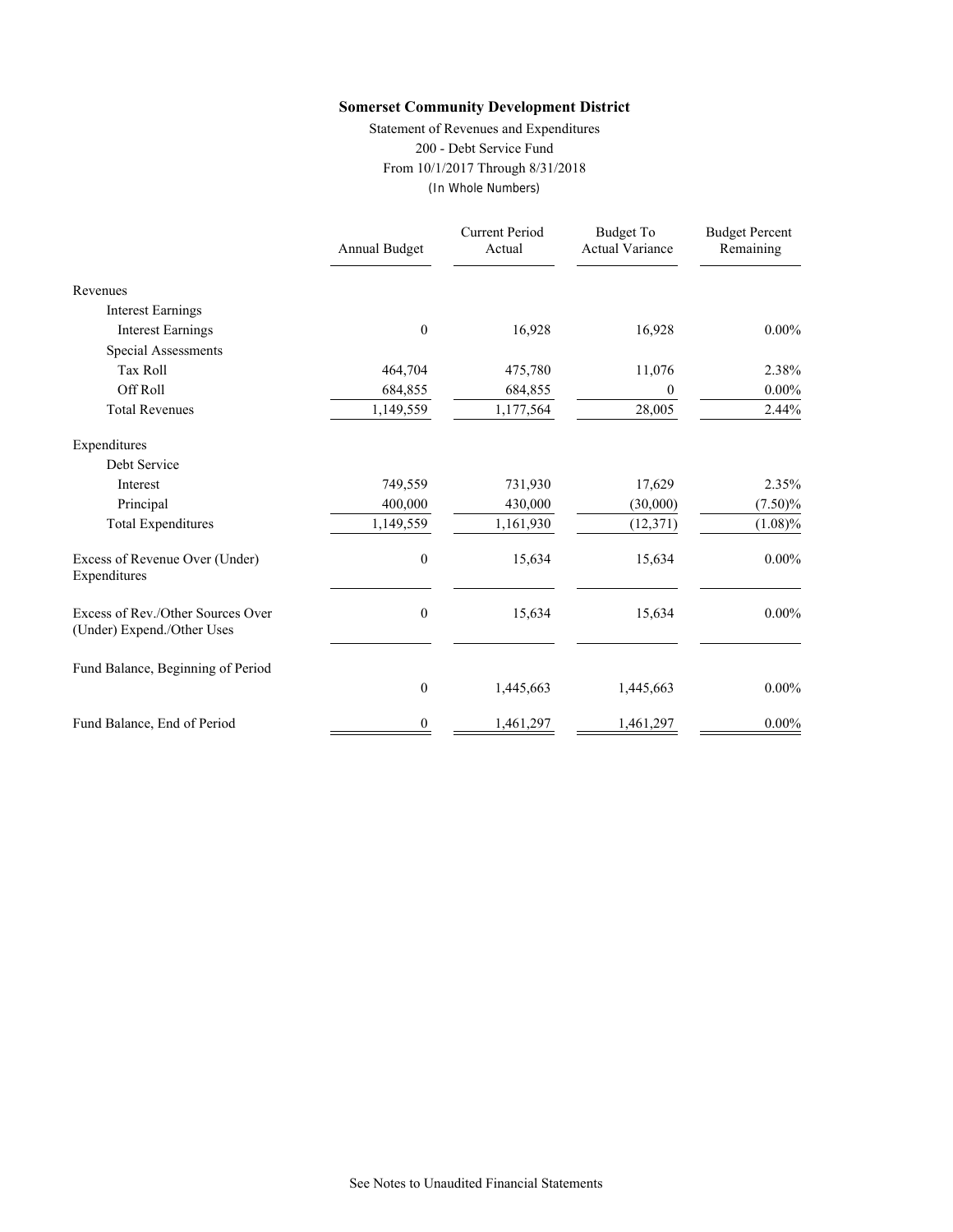**Somerset Community Development District**

Statement of Revenues and Expenditures

200 - Debt Service Fund

From 10/1/2017 Through 8/31/2018

(In Whole Numbers)

| | Annual Budget | Current Period Actual | Budget To Actual Variance | Budget Percent Remaining |
|---|---|---|---|---|
| Revenues | | | | |
| Interest Earnings | | | | |
| Interest Earnings | 0 | 16,928 | 16,928 | 0.00% |
| Special Assessments | | | | |
| Tax Roll | 464,704 | 475,780 | 11,076 | 2.38% |
| Off Roll | 684,855 | 684,855 | 0 | 0.00% |
| Total Revenues | 1,149,559 | 1,177,564 | 28,005 | 2.44% |
| Expenditures | | | | |
| Debt Service | | | | |
| Interest | 749,559 | 731,930 | 17,629 | 2.35% |
| Principal | 400,000 | 430,000 | (30,000) | (7.50)% |
| Total Expenditures | 1,149,559 | 1,161,930 | (12,371) | (1.08)% |
| Excess of Revenue Over (Under) Expenditures | 0 | 15,634 | 15,634 | 0.00% |
| Excess of Rev./Other Sources Over (Under) Expend./Other Uses | 0 | 15,634 | 15,634 | 0.00% |
| Fund Balance, Beginning of Period | 0 | 1,445,663 | 1,445,663 | 0.00% |
| Fund Balance, End of Period | 0 | 1,461,297 | 1,461,297 | 0.00% |

See Notes to Unaudited Financial Statements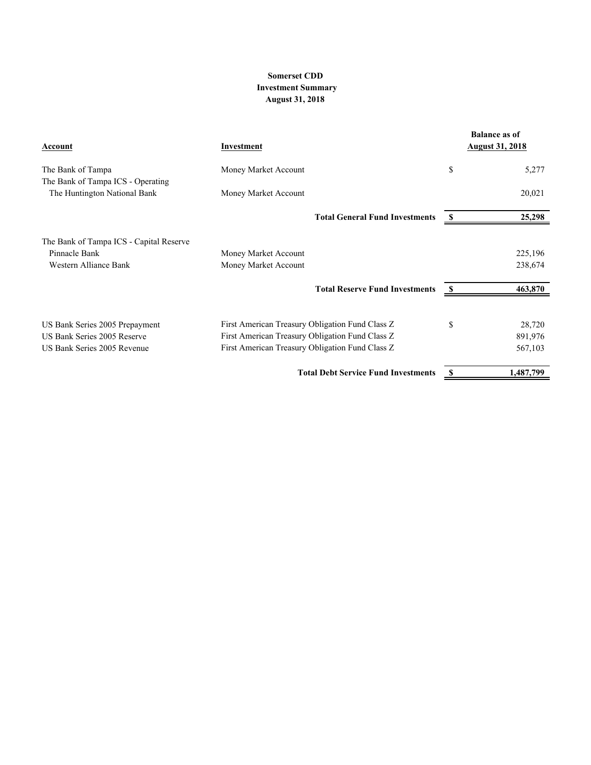**Somerset CDD**
**Investment Summary**
**August 31, 2018**

| Account | Investment | | Balance as of August 31, 2018 |
|---|---|---|---|
| The Bank of Tampa | Money Market Account | $ | 5,277 |
| The Bank of Tampa ICS - Operating | | | |
| The Huntington National Bank | Money Market Account | | 20,021 |
| | **Total General Fund Investments** | **$** | **25,298** |
| The Bank of Tampa ICS - Capital Reserve | | | |
| Pinnacle Bank | Money Market Account | | 225,196 |
| Western Alliance Bank | Money Market Account | | 238,674 |
| | **Total Reserve Fund Investments** | **$** | **463,870** |
| US Bank Series 2005 Prepayment | First American Treasury Obligation Fund Class Z | $ | 28,720 |
| US Bank Series 2005 Reserve | First American Treasury Obligation Fund Class Z | | 891,976 |
| US Bank Series 2005 Revenue | First American Treasury Obligation Fund Class Z | | 567,103 |
| | **Total Debt Service Fund Investments** | **$** | **1,487,799** |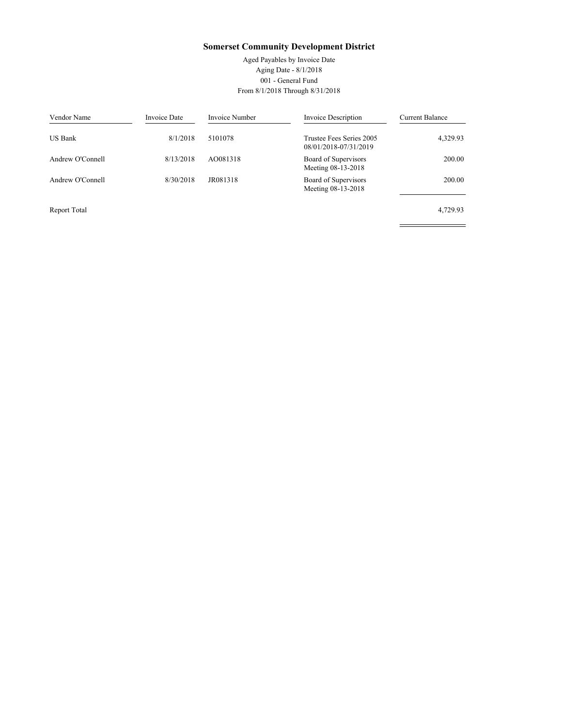# Somerset Community Development District

Aged Payables by Invoice Date
Aging Date - 8/1/2018
001 - General Fund
From 8/1/2018 Through 8/31/2018

| Vendor Name | Invoice Date | Invoice Number | Invoice Description | Current Balance |
|---|---|---|---|---|
| US Bank | 8/1/2018 | 5101078 | Trustee Fees Series 2005 08/01/2018-07/31/2019 | 4,329.93 |
| Andrew O'Connell | 8/13/2018 | AO081318 | Board of Supervisors Meeting 08-13-2018 | 200.00 |
| Andrew O'Connell | 8/30/2018 | JR081318 | Board of Supervisors Meeting 08-13-2018 | 200.00 |
| Report Total | | | | 4,729.93 |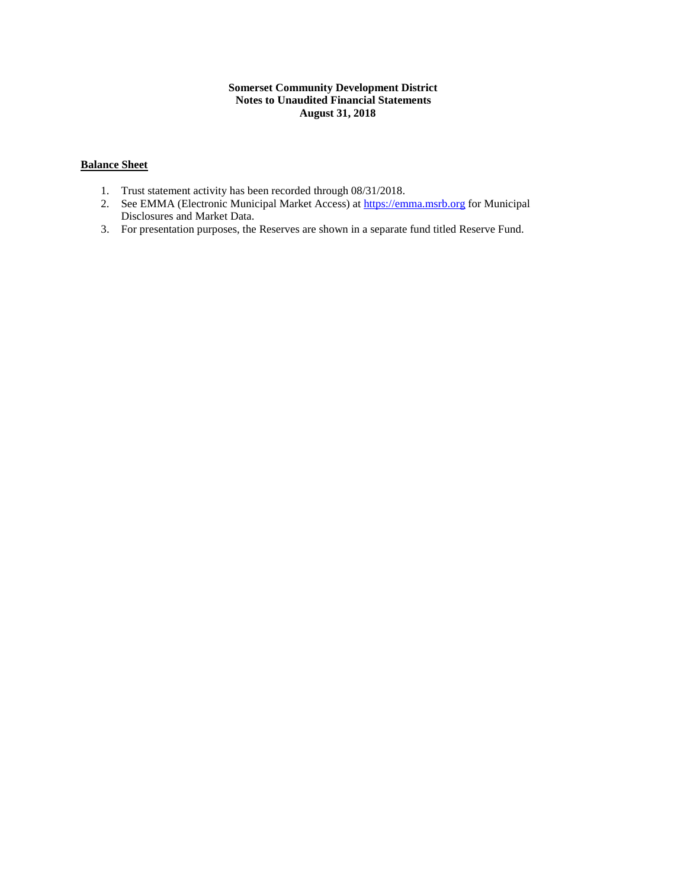**Somerset Community Development District**
**Notes to Unaudited Financial Statements**
**August 31, 2018**

**Balance Sheet**

1. Trust statement activity has been recorded through 08/31/2018.
2. See EMMA (Electronic Municipal Market Access) at https://emma.msrb.org for Municipal Disclosures and Market Data.
3. For presentation purposes, the Reserves are shown in a separate fund titled Reserve Fund.